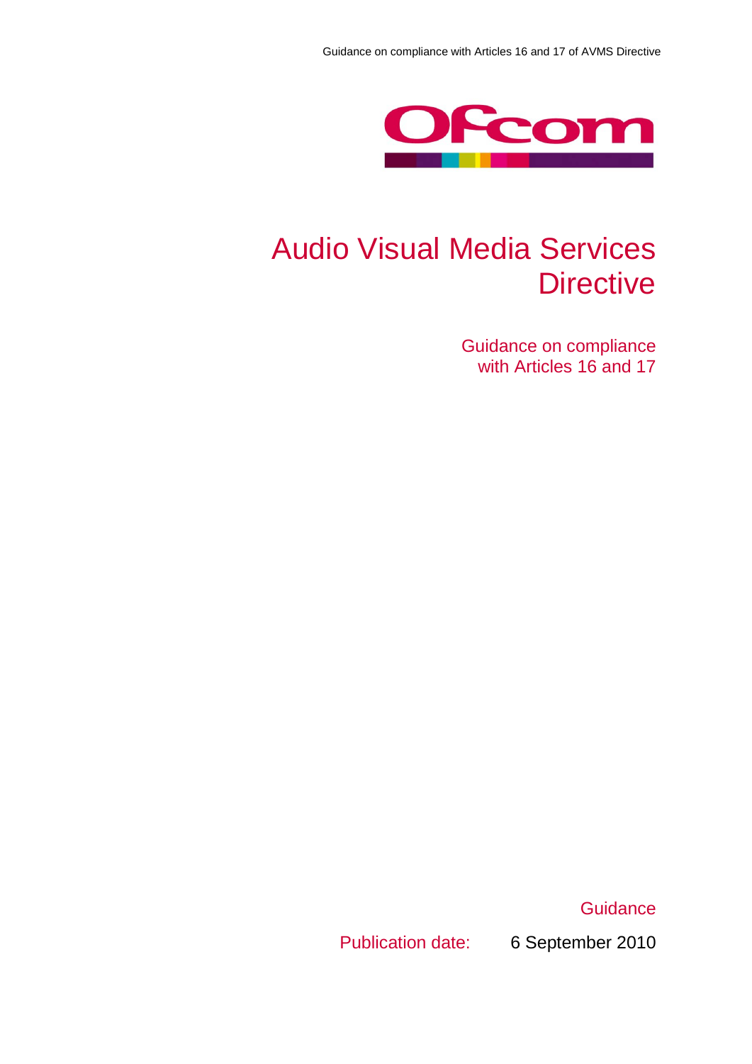# Audio Visual Media Services Directive

## Guidance on compliance with Articles 16 and 17

Guidance

Publication date: 6 September 2010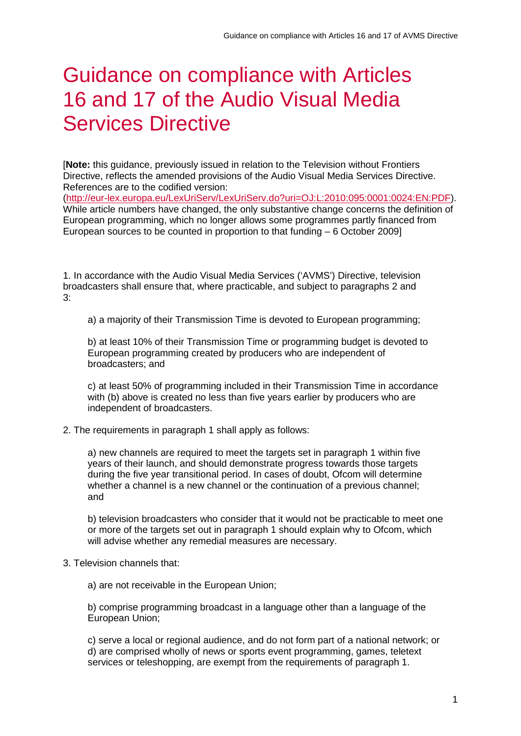# Guidance on compliance with Articles 16 and 17 of the Audio Visual Media Services Directive

[**Note:** this guidance, previously issued in relation to the Television without Frontiers Directive, reflects the amended provisions of the Audio Visual Media Services Directive. References are to the codified version: (http://eur-lex.europa.eu/LexUriServ/LexUriServ.do?uri=OJ:L:2010:095:0001:0024:EN:PDF). While article numbers have changed, the only substantive change concerns the definition of European programming, which no longer allows some programmes partly financed from European sources to be counted in proportion to that funding – 6 October 2009]

1. In accordance with the Audio Visual Media Services ('AVMS') Directive, television broadcasters shall ensure that, where practicable, and subject to paragraphs 2 and 3:

   a) a majority of their Transmission Time is devoted to European programming;

   b) at least 10% of their Transmission Time or programming budget is devoted to European programming created by producers who are independent of broadcasters; and

   c) at least 50% of programming included in their Transmission Time in accordance with (b) above is created no less than five years earlier by producers who are independent of broadcasters.

2. The requirements in paragraph 1 shall apply as follows:

   a) new channels are required to meet the targets set in paragraph 1 within five years of their launch, and should demonstrate progress towards those targets during the five year transitional period. In cases of doubt, Ofcom will determine whether a channel is a new channel or the continuation of a previous channel; and

   b) television broadcasters who consider that it would not be practicable to meet one or more of the targets set out in paragraph 1 should explain why to Ofcom, which will advise whether any remedial measures are necessary.

3. Television channels that:

   a) are not receivable in the European Union;

   b) comprise programming broadcast in a language other than a language of the European Union;

   c) serve a local or regional audience, and do not form part of a national network; or
   d) are comprised wholly of news or sports event programming, games, teletext services or teleshopping, are exempt from the requirements of paragraph 1.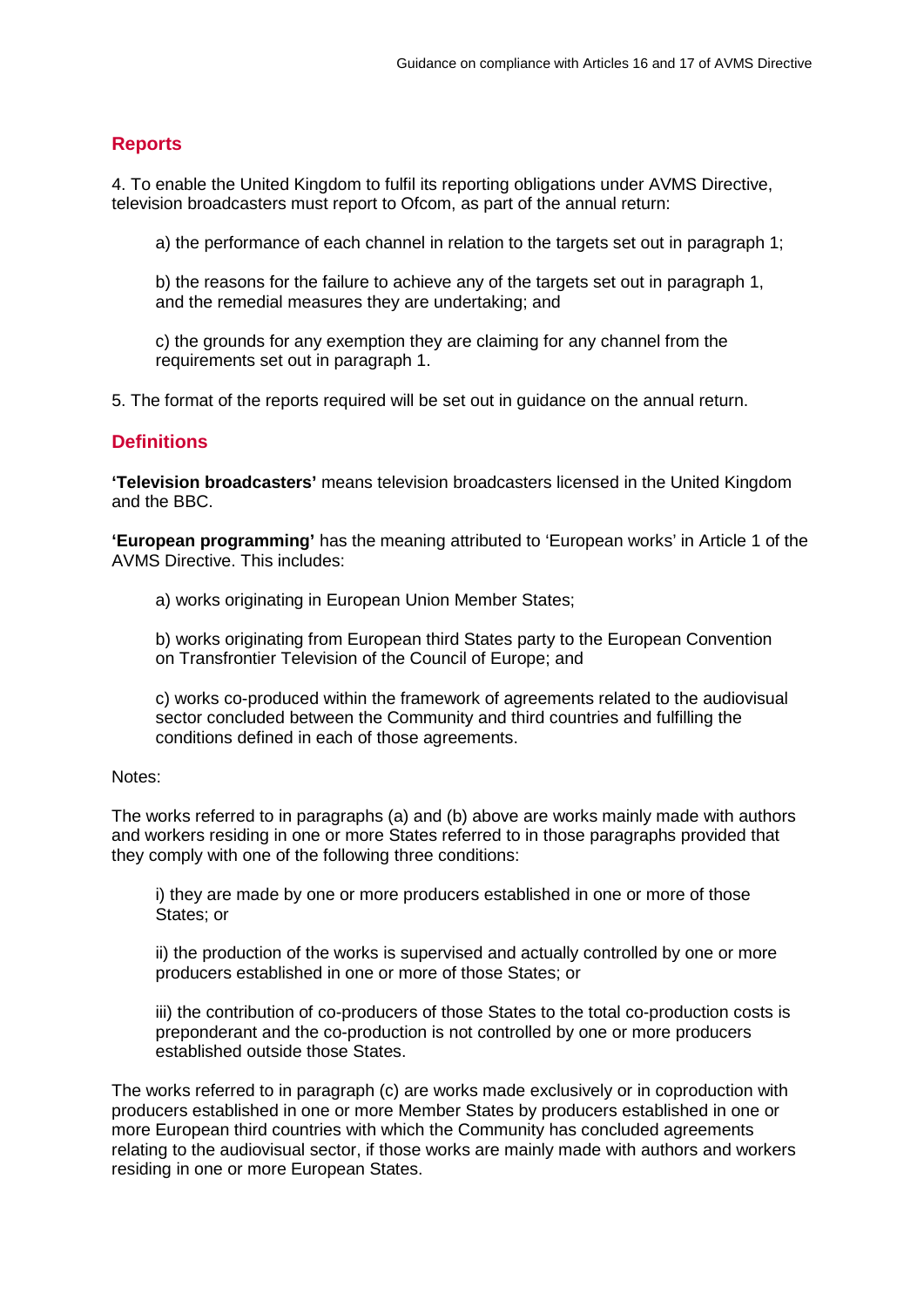## Reports

4. To enable the United Kingdom to fulfil its reporting obligations under AVMS Directive, television broadcasters must report to Ofcom, as part of the annual return:

   a) the performance of each channel in relation to the targets set out in paragraph 1;

   b) the reasons for the failure to achieve any of the targets set out in paragraph 1, and the remedial measures they are undertaking; and

   c) the grounds for any exemption they are claiming for any channel from the requirements set out in paragraph 1.

5. The format of the reports required will be set out in guidance on the annual return.

## Definitions

**'Television broadcasters'** means television broadcasters licensed in the United Kingdom and the BBC.

**'European programming'** has the meaning attributed to 'European works' in Article 1 of the AVMS Directive. This includes:

a) works originating in European Union Member States;

b) works originating from European third States party to the European Convention on Transfrontier Television of the Council of Europe; and

c) works co-produced within the framework of agreements related to the audiovisual sector concluded between the Community and third countries and fulfilling the conditions defined in each of those agreements.

Notes:

The works referred to in paragraphs (a) and (b) above are works mainly made with authors and workers residing in one or more States referred to in those paragraphs provided that they comply with one of the following three conditions:

i) they are made by one or more producers established in one or more of those States; or

ii) the production of the works is supervised and actually controlled by one or more producers established in one or more of those States; or

iii) the contribution of co-producers of those States to the total co-production costs is preponderant and the co-production is not controlled by one or more producers established outside those States.

The works referred to in paragraph (c) are works made exclusively or in coproduction with producers established in one or more Member States by producers established in one or more European third countries with which the Community has concluded agreements relating to the audiovisual sector, if those works are mainly made with authors and workers residing in one or more European States.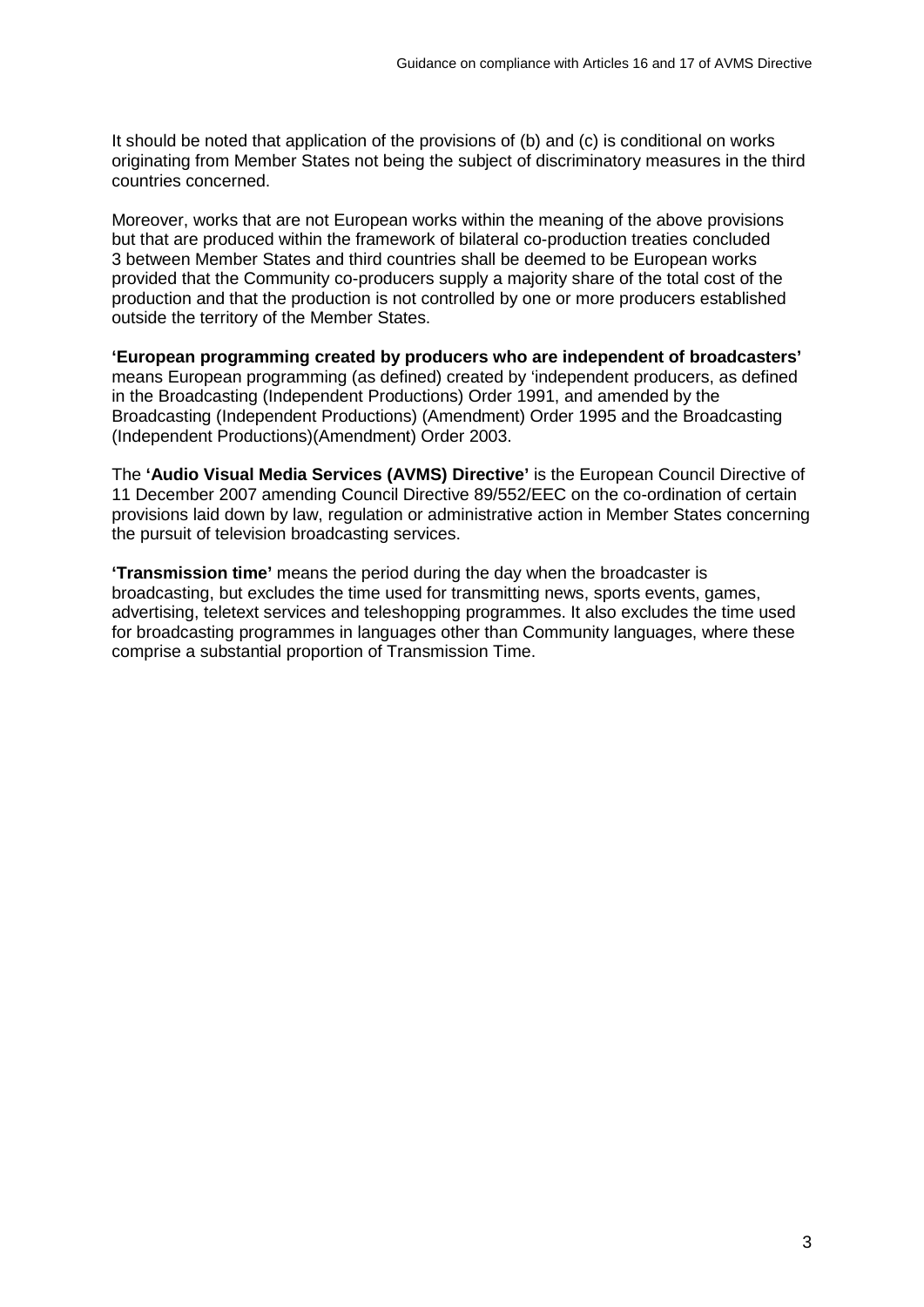It should be noted that application of the provisions of (b) and (c) is conditional on works originating from Member States not being the subject of discriminatory measures in the third countries concerned.

Moreover, works that are not European works within the meaning of the above provisions but that are produced within the framework of bilateral co-production treaties concluded 3 between Member States and third countries shall be deemed to be European works provided that the Community co-producers supply a majority share of the total cost of the production and that the production is not controlled by one or more producers established outside the territory of the Member States.

**'European programming created by producers who are independent of broadcasters'** means European programming (as defined) created by 'independent producers, as defined in the Broadcasting (Independent Productions) Order 1991, and amended by the Broadcasting (Independent Productions) (Amendment) Order 1995 and the Broadcasting (Independent Productions)(Amendment) Order 2003.

The **'Audio Visual Media Services (AVMS) Directive'** is the European Council Directive of 11 December 2007 amending Council Directive 89/552/EEC on the co-ordination of certain provisions laid down by law, regulation or administrative action in Member States concerning the pursuit of television broadcasting services.

**'Transmission time'** means the period during the day when the broadcaster is broadcasting, but excludes the time used for transmitting news, sports events, games, advertising, teletext services and teleshopping programmes. It also excludes the time used for broadcasting programmes in languages other than Community languages, where these comprise a substantial proportion of Transmission Time.